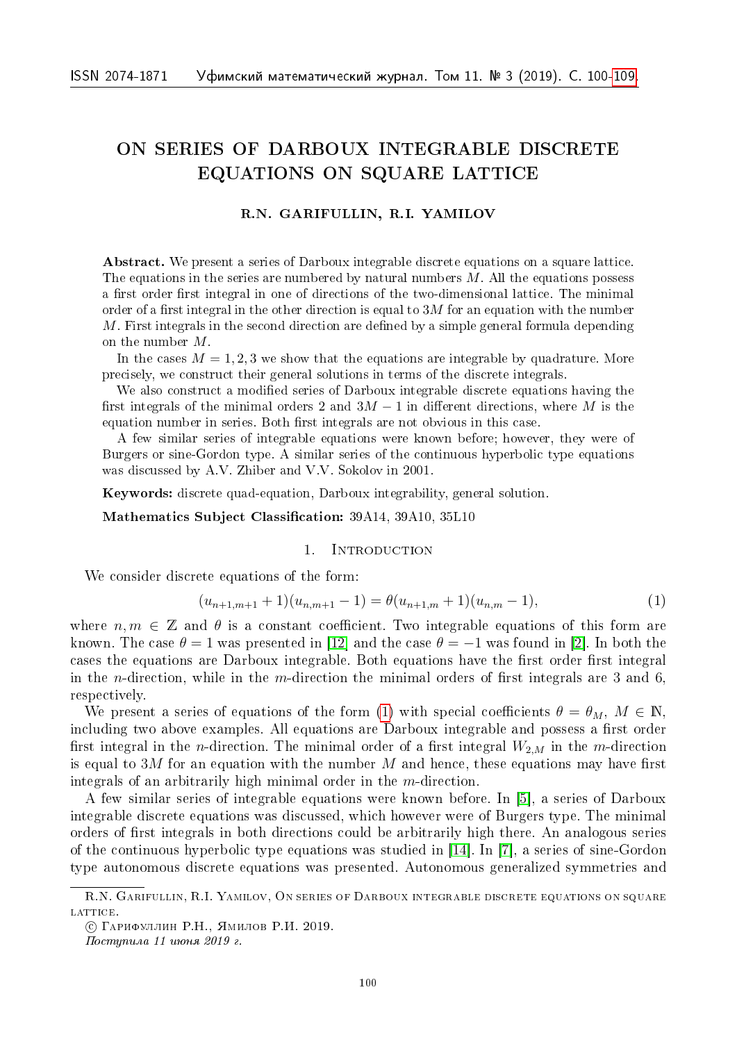# ON SERIES OF DARBOUX INTEGRABLE DISCRETE EQUATIONS ON SQUARE LATTICE

**R.N. GARIFULLIN, R.I. YAMILOV**

**Abstract.** We present a series of Darboux integrable discrete equations on a square lattice. The equations in the series are numbered by natural numbers $M$. All the equations possess a first order first integral in one of directions of the two-dimensional lattice. The minimal order of a first integral in the other direction is equal to $3M$ for an equation with the number $M$. First integrals in the second direction are defined by a simple general formula depending on the number $M$.

In the cases $M = 1, 2, 3$ we show that the equations are integrable by quadrature. More precisely, we construct their general solutions in terms of the discrete integrals.

We also construct a modified series of Darboux integrable discrete equations having the first integrals of the minimal orders 2 and $3M - 1$ in different directions, where $M$ is the equation number in series. Both first integrals are not obvious in this case.

A few similar series of integrable equations were known before; however, they were of Burgers or sine-Gordon type. A similar series of the continuous hyperbolic type equations was discussed by A.V. Zhiber and V.V. Sokolov in 2001.

**Keywords:** discrete quad-equation, Darboux integrability, general solution.

**Mathematics Subject Classification:** 39A14, 39A10, 35L10

## 1. Introduction

We consider discrete equations of the form:

$$(u_{n+1,m+1} + 1)(u_{n,m+1} - 1) = \theta(u_{n+1,m} + 1)(u_{n,m} - 1), \tag{1}$$

where $n, m \in \mathbb{Z}$ and $\theta$ is a constant coefficient. Two integrable equations of this form are known. The case $\theta = 1$ was presented in [12] and the case $\theta = -1$ was found in [2]. In both the cases the equations are Darboux integrable. Both equations have the first order first integral in the $n$-direction, while in the $m$-direction the minimal orders of first integrals are 3 and 6, respectively.

We present a series of equations of the form (1) with special coefficients $\theta = \theta_M$, $M \in \mathbb{N}$, including two above examples. All equations are Darboux integrable and possess a first order first integral in the $n$-direction. The minimal order of a first integral $W_{2,M}$ in the $m$-direction is equal to $3M$ for an equation with the number $M$ and hence, these equations may have first integrals of an arbitrarily high minimal order in the $m$-direction.

A few similar series of integrable equations were known before. In [5], a series of Darboux integrable discrete equations was discussed, which however were of Burgers type. The minimal orders of first integrals in both directions could be arbitrarily high there. An analogous series of the continuous hyperbolic type equations was studied in [14]. In [7], a series of sine-Gordon type autonomous discrete equations was presented. Autonomous generalized symmetries and

---

R.N. Garifullin, R.I. Yamilov, On series of Darboux integrable discrete equations on square lattice.

© Гарифуллин Р.Н., Ямилов Р.И. 2019.

*Поступила 11 июня 2019 г.*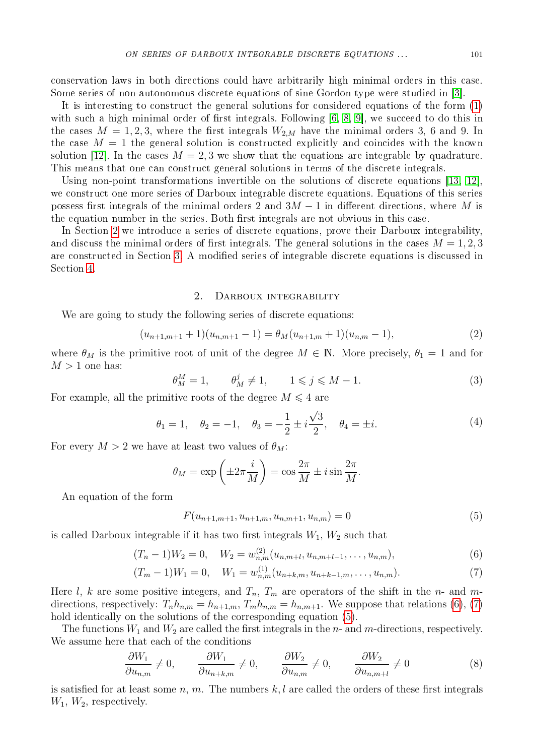conservation laws in both directions could have arbitrarily high minimal orders in this case. Some series of non-autonomous discrete equations of sine-Gordon type were studied in [3].

It is interesting to construct the general solutions for considered equations of the form (1) with such a high minimal order of first integrals. Following [6, 8, 9], we succeed to do this in the cases $M = 1, 2, 3$, where the first integrals $W_{2,M}$ have the minimal orders 3, 6 and 9. In the case $M = 1$ the general solution is constructed explicitly and coincides with the known solution [12]. In the cases $M = 2, 3$ we show that the equations are integrable by quadrature. This means that one can construct general solutions in terms of the discrete integrals.

Using non-point transformations invertible on the solutions of discrete equations [13, 12], we construct one more series of Darboux integrable discrete equations. Equations of this series possess first integrals of the minimal orders 2 and $3M - 1$ in different directions, where $M$ is the equation number in the series. Both first integrals are not obvious in this case.

In Section 2 we introduce a series of discrete equations, prove their Darboux integrability, and discuss the minimal orders of first integrals. The general solutions in the cases $M = 1, 2, 3$ are constructed in Section 3. A modified series of integrable discrete equations is discussed in Section 4.

## 2. Darboux integrability

We are going to study the following series of discrete equations:

$$(u_{n+1,m+1} + 1)(u_{n,m+1} - 1) = \theta_M (u_{n+1,m} + 1)(u_{n,m} - 1), \tag{2}$$

where $\theta_M$ is the primitive root of unit of the degree $M \in \mathbb{N}$. More precisely, $\theta_1 = 1$ and for $M > 1$ one has:

$$\theta_M^M = 1, \qquad \theta_M^j \neq 1, \qquad 1 \leqslant j \leqslant M - 1. \tag{3}$$

For example, all the primitive roots of the degree $M \leqslant 4$ are

$$\theta_1 = 1, \quad \theta_2 = -1, \quad \theta_3 = -\frac{1}{2} \pm i\frac{\sqrt{3}}{2}, \quad \theta_4 = \pm i. \tag{4}$$

For every $M > 2$ we have at least two values of $\theta_M$:

$$\theta_M = \exp\left(\pm 2\pi \frac{i}{M}\right) = \cos\frac{2\pi}{M} \pm i \sin\frac{2\pi}{M}.$$

An equation of the form

$$F(u_{n+1,m+1}, u_{n+1,m}, u_{n,m+1}, u_{n,m}) = 0 \tag{5}$$

is called Darboux integrable if it has two first integrals $W_1$, $W_2$ such that

$$(T_n - 1)W_2 = 0, \quad W_2 = w_{n,m}^{(2)}(u_{n,m+l}, u_{n,m+l-1}, \ldots, u_{n,m}), \tag{6}$$

$$(T_m - 1)W_1 = 0, \quad W_1 = w_{n,m}^{(1)}(u_{n+k,m}, u_{n+k-1,m}, \ldots, u_{n,m}). \tag{7}$$

Here $l$, $k$ are some positive integers, and $T_n$, $T_m$ are operators of the shift in the $n$- and $m$-directions, respectively: $T_n h_{n,m} = h_{n+1,m}$, $T_m h_{n,m} = h_{n,m+1}$. We suppose that relations (6), (7) hold identically on the solutions of the corresponding equation (5).

The functions $W_1$ and $W_2$ are called the first integrals in the $n$- and $m$-directions, respectively. We assume here that each of the conditions

$$\frac{\partial W_1}{\partial u_{n,m}} \neq 0, \qquad \frac{\partial W_1}{\partial u_{n+k,m}} \neq 0, \qquad \frac{\partial W_2}{\partial u_{n,m}} \neq 0, \qquad \frac{\partial W_2}{\partial u_{n,m+l}} \neq 0 \tag{8}$$

is satisfied for at least some $n$, $m$. The numbers $k, l$ are called the orders of these first integrals $W_1$, $W_2$, respectively.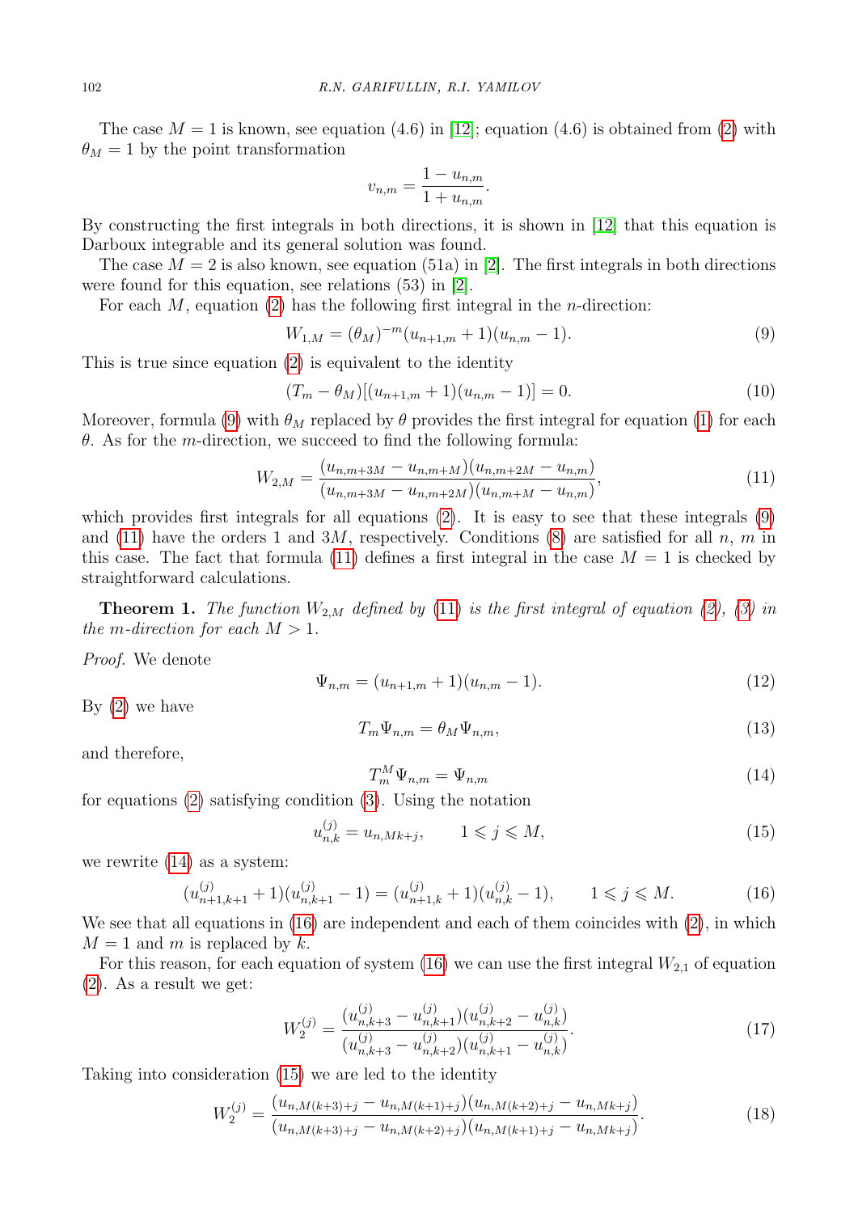The case $M = 1$ is known, see equation (4.6) in [12]; equation (4.6) is obtained from (2) with $\theta_M = 1$ by the point transformation

$$v_{n,m} = \frac{1 - u_{n,m}}{1 + u_{n,m}}.$$

By constructing the first integrals in both directions, it is shown in [12] that this equation is Darboux integrable and its general solution was found.

The case $M = 2$ is also known, see equation (51a) in [2]. The first integrals in both directions were found for this equation, see relations (53) in [2].

For each $M$, equation (2) has the following first integral in the $n$-direction:

$$W_{1,M} = (\theta_M)^{-m}(u_{n+1,m} + 1)(u_{n,m} - 1). \tag{9}$$

This is true since equation (2) is equivalent to the identity

$$(T_m - \theta_M)[(u_{n+1,m} + 1)(u_{n,m} - 1)] = 0. \tag{10}$$

Moreover, formula (9) with $\theta_M$ replaced by $\theta$ provides the first integral for equation (1) for each $\theta$. As for the $m$-direction, we succeed to find the following formula:

$$W_{2,M} = \frac{(u_{n,m+3M} - u_{n,m+M})(u_{n,m+2M} - u_{n,m})}{(u_{n,m+3M} - u_{n,m+2M})(u_{n,m+M} - u_{n,m})}, \tag{11}$$

which provides first integrals for all equations (2). It is easy to see that these integrals (9) and (11) have the orders 1 and $3M$, respectively. Conditions (8) are satisfied for all $n$, $m$ in this case. The fact that formula (11) defines a first integral in the case $M = 1$ is checked by straightforward calculations.

**Theorem 1.** *The function $W_{2,M}$ defined by (11) is the first integral of equation (2), (3) in the $m$-direction for each $M > 1$.*

*Proof.* We denote

$$\Psi_{n,m} = (u_{n+1,m} + 1)(u_{n,m} - 1). \tag{12}$$

By (2) we have

$$T_m \Psi_{n,m} = \theta_M \Psi_{n,m}, \tag{13}$$

and therefore,

$$T_m^M \Psi_{n,m} = \Psi_{n,m} \tag{14}$$

for equations (2) satisfying condition (3). Using the notation

$$u_{n,k}^{(j)} = u_{n,Mk+j}, \qquad 1 \leqslant j \leqslant M, \tag{15}$$

we rewrite (14) as a system:

$$(u_{n+1,k+1}^{(j)} + 1)(u_{n,k+1}^{(j)} - 1) = (u_{n+1,k}^{(j)} + 1)(u_{n,k}^{(j)} - 1), \qquad 1 \leqslant j \leqslant M. \tag{16}$$

We see that all equations in (16) are independent and each of them coincides with (2), in which $M = 1$ and $m$ is replaced by $k$.

For this reason, for each equation of system (16) we can use the first integral $W_{2,1}$ of equation (2). As a result we get:

$$W_2^{(j)} = \frac{(u_{n,k+3}^{(j)} - u_{n,k+1}^{(j)})(u_{n,k+2}^{(j)} - u_{n,k}^{(j)})}{(u_{n,k+3}^{(j)} - u_{n,k+2}^{(j)})(u_{n,k+1}^{(j)} - u_{n,k}^{(j)})}. \tag{17}$$

Taking into consideration (15) we are led to the identity

$$W_2^{(j)} = \frac{(u_{n,M(k+3)+j} - u_{n,M(k+1)+j})(u_{n,M(k+2)+j} - u_{n,Mk+j})}{(u_{n,M(k+3)+j} - u_{n,M(k+2)+j})(u_{n,M(k+1)+j} - u_{n,Mk+j})}. \tag{18}$$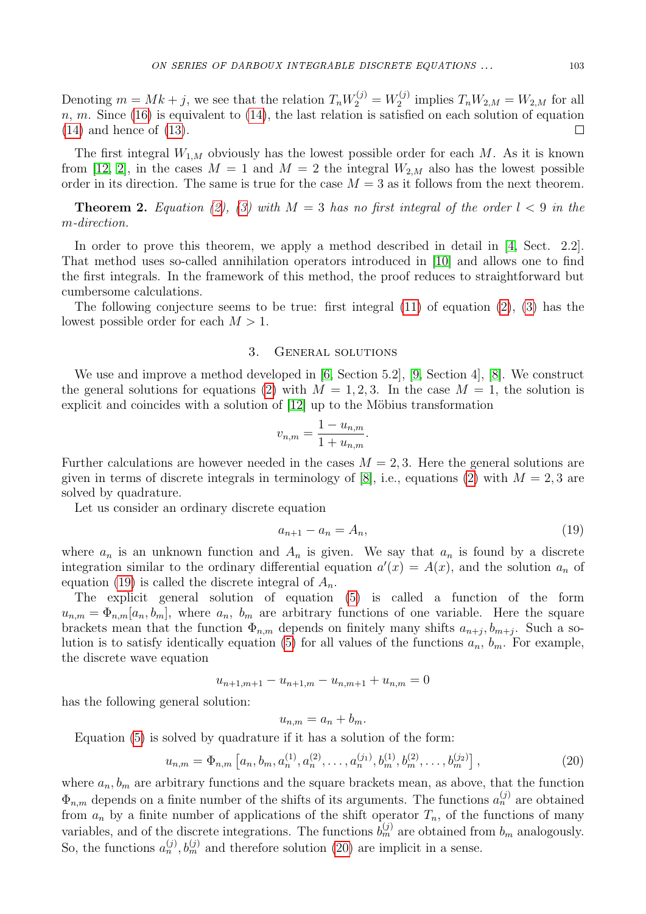Denoting $m = Mk + j$, we see that the relation $T_n W_2^{(j)} = W_2^{(j)}$ implies $T_n W_{2,M} = W_{2,M}$ for all $n$, $m$. Since (16) is equivalent to (14), the last relation is satisfied on each solution of equation (14) and hence of (13). ☐

The first integral $W_{1,M}$ obviously has the lowest possible order for each $M$. As it is known from [12, 2], in the cases $M = 1$ and $M = 2$ the integral $W_{2,M}$ also has the lowest possible order in its direction. The same is true for the case $M = 3$ as it follows from the next theorem.

**Theorem 2.** *Equation (2), (3) with $M = 3$ has no first integral of the order $l < 9$ in the $m$-direction.*

In order to prove this theorem, we apply a method described in detail in [4, Sect. 2.2]. That method uses so-called annihilation operators introduced in [10] and allows one to find the first integrals. In the framework of this method, the proof reduces to straightforward but cumbersome calculations.

The following conjecture seems to be true: first integral (11) of equation (2), (3) has the lowest possible order for each $M > 1$.

## 3. General solutions

We use and improve a method developed in [6, Section 5.2], [9, Section 4], [8]. We construct the general solutions for equations (2) with $M = 1, 2, 3$. In the case $M = 1$, the solution is explicit and coincides with a solution of [12] up to the Möbius transformation

$$v_{n,m} = \frac{1 - u_{n,m}}{1 + u_{n,m}}.$$

Further calculations are however needed in the cases $M = 2, 3$. Here the general solutions are given in terms of discrete integrals in terminology of [8], i.e., equations (2) with $M = 2, 3$ are solved by quadrature.

Let us consider an ordinary discrete equation

$$a_{n+1} - a_n = A_n, \tag{19}$$

where $a_n$ is an unknown function and $A_n$ is given. We say that $a_n$ is found by a discrete integration similar to the ordinary differential equation $a'(x) = A(x)$, and the solution $a_n$ of equation (19) is called the discrete integral of $A_n$.

The explicit general solution of equation (5) is called a function of the form $u_{n,m} = \Phi_{n,m}[a_n, b_m]$, where $a_n$, $b_m$ are arbitrary functions of one variable. Here the square brackets mean that the function $\Phi_{n,m}$ depends on finitely many shifts $a_{n+j}, b_{m+j}$. Such a solution is to satisfy identically equation (5) for all values of the functions $a_n$, $b_m$. For example, the discrete wave equation

$$u_{n+1,m+1} - u_{n+1,m} - u_{n,m+1} + u_{n,m} = 0$$

has the following general solution:

$$u_{n,m} = a_n + b_m.$$

Equation (5) is solved by quadrature if it has a solution of the form:

$$u_{n,m} = \Phi_{n,m}\left[a_n, b_m, a_n^{(1)}, a_n^{(2)}, \dots, a_n^{(j_1)}, b_m^{(1)}, b_m^{(2)}, \dots, b_m^{(j_2)}\right], \tag{20}$$

where $a_n, b_m$ are arbitrary functions and the square brackets mean, as above, that the function $\Phi_{n,m}$ depends on a finite number of the shifts of its arguments. The functions $a_n^{(j)}$ are obtained from $a_n$ by a finite number of applications of the shift operator $T_n$, of the functions of many variables, and of the discrete integrations. The functions $b_m^{(j)}$ are obtained from $b_m$ analogously. So, the functions $a_n^{(j)}, b_m^{(j)}$ and therefore solution (20) are implicit in a sense.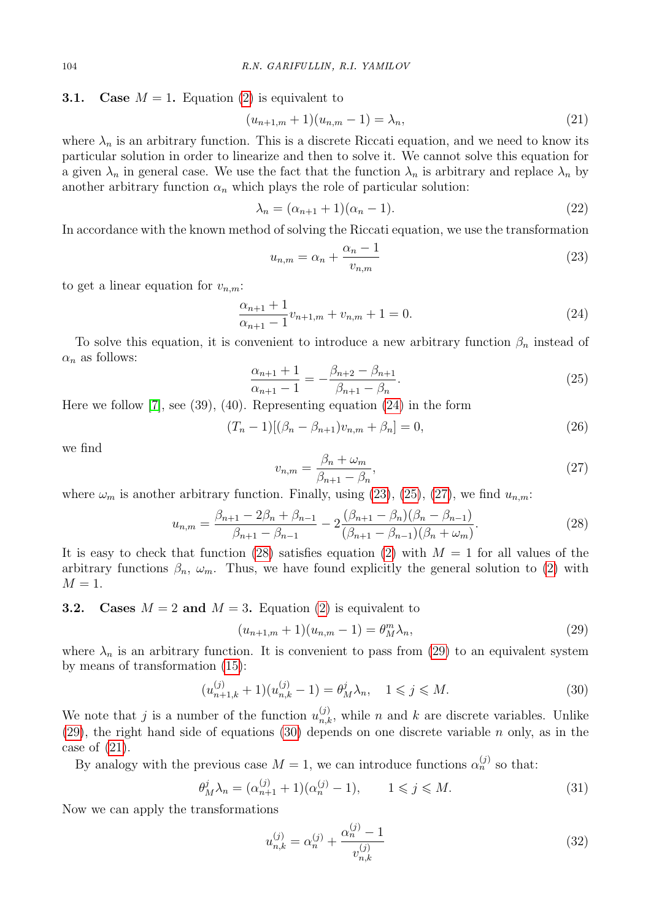### 3.1. Case $M = 1$.

Equation (2) is equivalent to

$$(u_{n+1,m} + 1)(u_{n,m} - 1) = \lambda_n, \tag{21}$$

where $\lambda_n$ is an arbitrary function. This is a discrete Riccati equation, and we need to know its particular solution in order to linearize and then to solve it. We cannot solve this equation for a given $\lambda_n$ in general case. We use the fact that the function $\lambda_n$ is arbitrary and replace $\lambda_n$ by another arbitrary function $\alpha_n$ which plays the role of particular solution:

$$\lambda_n = (\alpha_{n+1} + 1)(\alpha_n - 1). \tag{22}$$

In accordance with the known method of solving the Riccati equation, we use the transformation

$$u_{n,m} = \alpha_n + \frac{\alpha_n - 1}{v_{n,m}} \tag{23}$$

to get a linear equation for $v_{n,m}$:

$$\frac{\alpha_{n+1} + 1}{\alpha_{n+1} - 1} v_{n+1,m} + v_{n,m} + 1 = 0. \tag{24}$$

To solve this equation, it is convenient to introduce a new arbitrary function $\beta_n$ instead of $\alpha_n$ as follows:

$$\frac{\alpha_{n+1} + 1}{\alpha_{n+1} - 1} = -\frac{\beta_{n+2} - \beta_{n+1}}{\beta_{n+1} - \beta_n}. \tag{25}$$

Here we follow [7], see (39), (40). Representing equation (24) in the form

$$(T_n - 1)[(\beta_n - \beta_{n+1})v_{n,m} + \beta_n] = 0, \tag{26}$$

we find

$$v_{n,m} = \frac{\beta_n + \omega_m}{\beta_{n+1} - \beta_n}, \tag{27}$$

where $\omega_m$ is another arbitrary function. Finally, using (23), (25), (27), we find $u_{n,m}$:

$$u_{n,m} = \frac{\beta_{n+1} - 2\beta_n + \beta_{n-1}}{\beta_{n+1} - \beta_{n-1}} - 2\frac{(\beta_{n+1} - \beta_n)(\beta_n - \beta_{n-1})}{(\beta_{n+1} - \beta_{n-1})(\beta_n + \omega_m)}. \tag{28}$$

It is easy to check that function (28) satisfies equation (2) with $M = 1$ for all values of the arbitrary functions $\beta_n$, $\omega_m$. Thus, we have found explicitly the general solution to (2) with $M = 1$.

### 3.2. Cases $M = 2$ and $M = 3$.

Equation (2) is equivalent to

$$(u_{n+1,m} + 1)(u_{n,m} - 1) = \theta_M^m \lambda_n, \tag{29}$$

where $\lambda_n$ is an arbitrary function. It is convenient to pass from (29) to an equivalent system by means of transformation (15):

$$(u^{(j)}_{n+1,k} + 1)(u^{(j)}_{n,k} - 1) = \theta_M^j \lambda_n, \quad 1 \leqslant j \leqslant M. \tag{30}$$

We note that $j$ is a number of the function $u^{(j)}_{n,k}$, while $n$ and $k$ are discrete variables. Unlike (29), the right hand side of equations (30) depends on one discrete variable $n$ only, as in the case of (21).

By analogy with the previous case $M = 1$, we can introduce functions $\alpha^{(j)}_n$ so that:

$$\theta_M^j \lambda_n = (\alpha^{(j)}_{n+1} + 1)(\alpha^{(j)}_n - 1), \qquad 1 \leqslant j \leqslant M. \tag{31}$$

Now we can apply the transformations

$$u^{(j)}_{n,k} = \alpha^{(j)}_n + \frac{\alpha^{(j)}_n - 1}{v^{(j)}_{n,k}} \tag{32}$$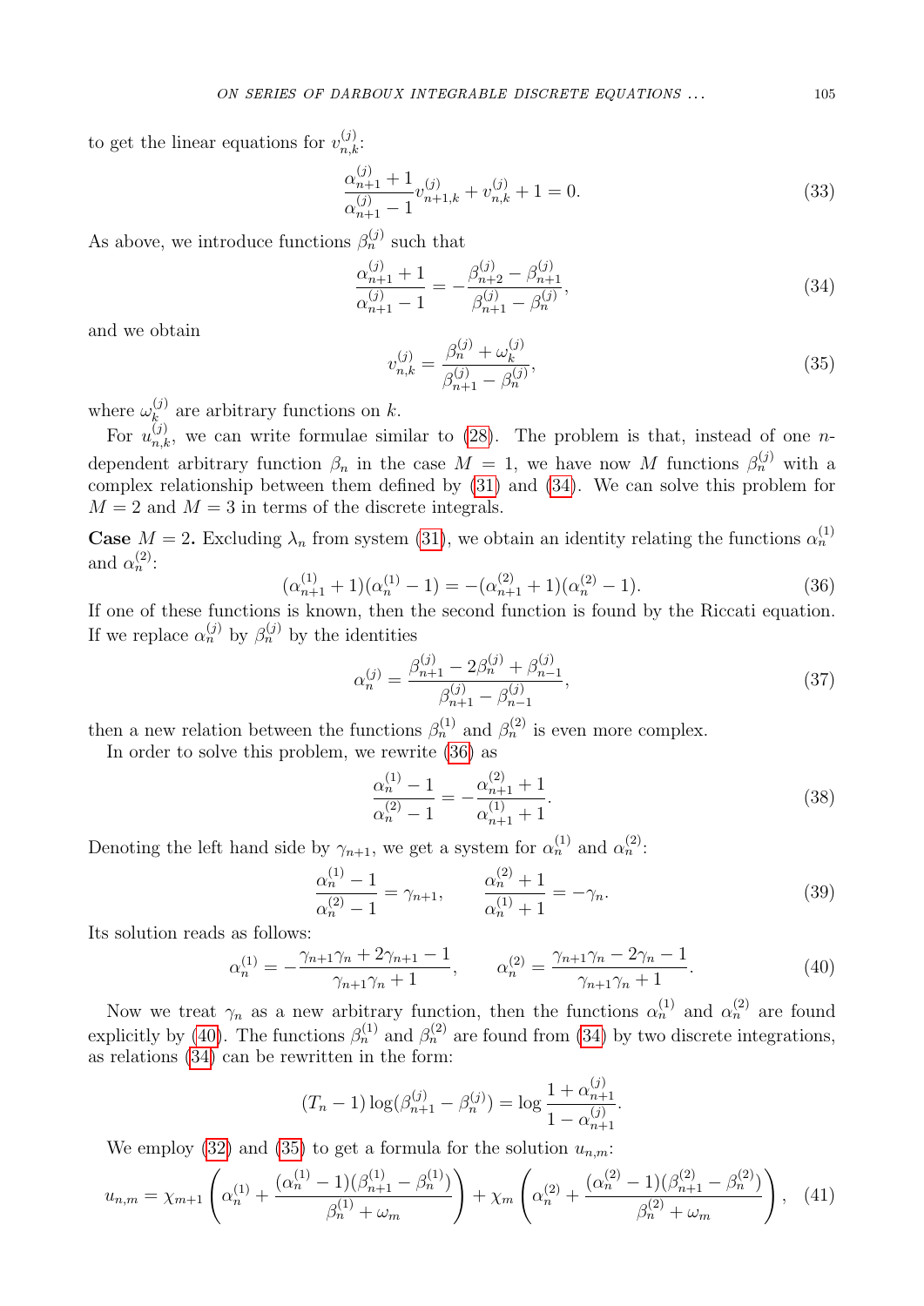to get the linear equations for $v_{n,k}^{(j)}$:

$$\frac{\alpha_{n+1}^{(j)}+1}{\alpha_{n+1}^{(j)}-1}v_{n+1,k}^{(j)}+v_{n,k}^{(j)}+1=0. \tag{33}$$

As above, we introduce functions $\beta_n^{(j)}$ such that

$$\frac{\alpha_{n+1}^{(j)}+1}{\alpha_{n+1}^{(j)}-1}=-\frac{\beta_{n+2}^{(j)}-\beta_{n+1}^{(j)}}{\beta_{n+1}^{(j)}-\beta_n^{(j)}}, \tag{34}$$

and we obtain

$$v_{n,k}^{(j)}=\frac{\beta_n^{(j)}+\omega_k^{(j)}}{\beta_{n+1}^{(j)}-\beta_n^{(j)}}, \tag{35}$$

where $\omega_k^{(j)}$ are arbitrary functions on $k$.

For $u_{n,k}^{(j)}$, we can write formulae similar to (28). The problem is that, instead of one $n$-dependent arbitrary function $\beta_n$ in the case $M=1$, we have now $M$ functions $\beta_n^{(j)}$ with a complex relationship between them defined by (31) and (34). We can solve this problem for $M=2$ and $M=3$ in terms of the discrete integrals.

**Case** $M=2$. Excluding $\lambda_n$ from system (31), we obtain an identity relating the functions $\alpha_n^{(1)}$ and $\alpha_n^{(2)}$:

$$(\alpha_{n+1}^{(1)}+1)(\alpha_n^{(1)}-1)=-(\alpha_{n+1}^{(2)}+1)(\alpha_n^{(2)}-1). \tag{36}$$

If one of these functions is known, then the second function is found by the Riccati equation. If we replace $\alpha_n^{(j)}$ by $\beta_n^{(j)}$ by the identities

$$\alpha_n^{(j)}=\frac{\beta_{n+1}^{(j)}-2\beta_n^{(j)}+\beta_{n-1}^{(j)}}{\beta_{n+1}^{(j)}-\beta_{n-1}^{(j)}}, \tag{37}$$

then a new relation between the functions $\beta_n^{(1)}$ and $\beta_n^{(2)}$ is even more complex.

In order to solve this problem, we rewrite (36) as

$$\frac{\alpha_n^{(1)}-1}{\alpha_n^{(2)}-1}=-\frac{\alpha_{n+1}^{(2)}+1}{\alpha_{n+1}^{(1)}+1}. \tag{38}$$

Denoting the left hand side by $\gamma_{n+1}$, we get a system for $\alpha_n^{(1)}$ and $\alpha_n^{(2)}$:

$$\frac{\alpha_n^{(1)}-1}{\alpha_n^{(2)}-1}=\gamma_{n+1}, \qquad \frac{\alpha_n^{(2)}+1}{\alpha_n^{(1)}+1}=-\gamma_n. \tag{39}$$

Its solution reads as follows:

$$\alpha_n^{(1)}=-\frac{\gamma_{n+1}\gamma_n+2\gamma_{n+1}-1}{\gamma_{n+1}\gamma_n+1}, \qquad \alpha_n^{(2)}=\frac{\gamma_{n+1}\gamma_n-2\gamma_n-1}{\gamma_{n+1}\gamma_n+1}. \tag{40}$$

Now we treat $\gamma_n$ as a new arbitrary function, then the functions $\alpha_n^{(1)}$ and $\alpha_n^{(2)}$ are found explicitly by (40). The functions $\beta_n^{(1)}$ and $\beta_n^{(2)}$ are found from (34) by two discrete integrations, as relations (34) can be rewritten in the form:

$$(T_n-1)\log(\beta_{n+1}^{(j)}-\beta_n^{(j)})=\log\frac{1+\alpha_{n+1}^{(j)}}{1-\alpha_{n+1}^{(j)}}.$$

We employ (32) and (35) to get a formula for the solution $u_{n,m}$:

$$u_{n,m}=\chi_{m+1}\left(\alpha_n^{(1)}+\frac{(\alpha_n^{(1)}-1)(\beta_{n+1}^{(1)}-\beta_n^{(1)})}{\beta_n^{(1)}+\omega_m}\right)+\chi_m\left(\alpha_n^{(2)}+\frac{(\alpha_n^{(2)}-1)(\beta_{n+1}^{(2)}-\beta_n^{(2)})}{\beta_n^{(2)}+\omega_m}\right), \tag{41}$$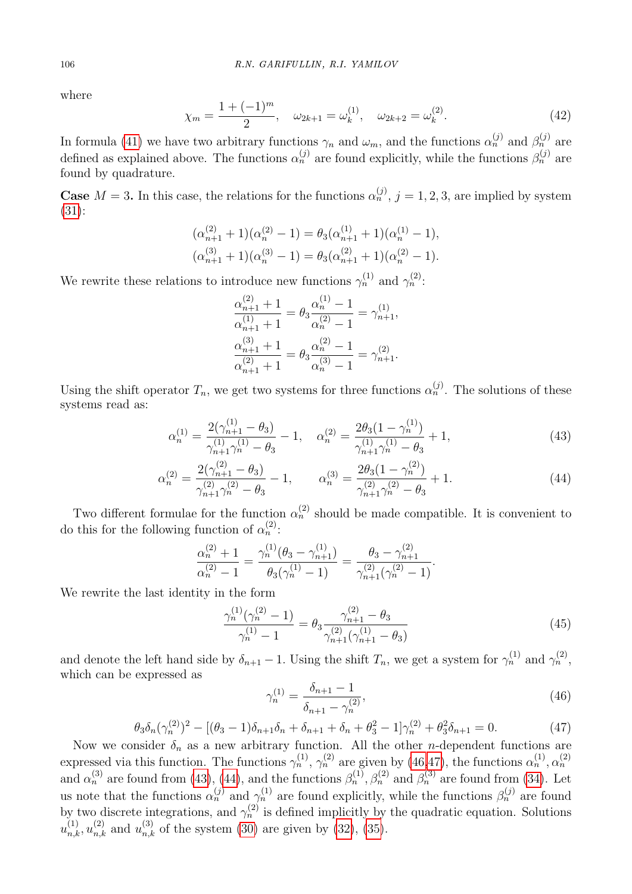where

$$\chi_m = \frac{1+(-1)^m}{2}, \quad \omega_{2k+1} = \omega_k^{(1)}, \quad \omega_{2k+2} = \omega_k^{(2)}. \tag{42}$$

In formula (41) we have two arbitrary functions $\gamma_n$ and $\omega_m$, and the functions $\alpha_n^{(j)}$ and $\beta_n^{(j)}$ are defined as explained above. The functions $\alpha_n^{(j)}$ are found explicitly, while the functions $\beta_n^{(j)}$ are found by quadrature.

**Case** $M = 3$**.** In this case, the relations for the functions $\alpha_n^{(j)}$, $j = 1, 2, 3$, are implied by system (31):

$$(\alpha_{n+1}^{(2)} + 1)(\alpha_n^{(2)} - 1) = \theta_3(\alpha_{n+1}^{(1)} + 1)(\alpha_n^{(1)} - 1),$$
$$(\alpha_{n+1}^{(3)} + 1)(\alpha_n^{(3)} - 1) = \theta_3(\alpha_{n+1}^{(2)} + 1)(\alpha_n^{(2)} - 1).$$

We rewrite these relations to introduce new functions $\gamma_n^{(1)}$ and $\gamma_n^{(2)}$:

$$\frac{\alpha_{n+1}^{(2)} + 1}{\alpha_{n+1}^{(1)} + 1} = \theta_3 \frac{\alpha_n^{(1)} - 1}{\alpha_n^{(2)} - 1} = \gamma_{n+1}^{(1)},$$
$$\frac{\alpha_{n+1}^{(3)} + 1}{\alpha_{n+1}^{(2)} + 1} = \theta_3 \frac{\alpha_n^{(2)} - 1}{\alpha_n^{(3)} - 1} = \gamma_{n+1}^{(2)}.$$

Using the shift operator $T_n$, we get two systems for three functions $\alpha_n^{(j)}$. The solutions of these systems read as:

$$\alpha_n^{(1)} = \frac{2(\gamma_{n+1}^{(1)} - \theta_3)}{\gamma_{n+1}^{(1)}\gamma_n^{(1)} - \theta_3} - 1, \quad \alpha_n^{(2)} = \frac{2\theta_3(1 - \gamma_n^{(1)})}{\gamma_{n+1}^{(1)}\gamma_n^{(1)} - \theta_3} + 1, \tag{43}$$

$$\alpha_n^{(2)} = \frac{2(\gamma_{n+1}^{(2)} - \theta_3)}{\gamma_{n+1}^{(2)}\gamma_n^{(2)} - \theta_3} - 1, \qquad \alpha_n^{(3)} = \frac{2\theta_3(1 - \gamma_n^{(2)})}{\gamma_{n+1}^{(2)}\gamma_n^{(2)} - \theta_3} + 1. \tag{44}$$

Two different formulae for the function $\alpha_n^{(2)}$ should be made compatible. It is convenient to do this for the following function of $\alpha_n^{(2)}$:

$$\frac{\alpha_n^{(2)} + 1}{\alpha_n^{(2)} - 1} = \frac{\gamma_n^{(1)}(\theta_3 - \gamma_{n+1}^{(1)})}{\theta_3(\gamma_n^{(1)} - 1)} = \frac{\theta_3 - \gamma_{n+1}^{(2)}}{\gamma_{n+1}^{(2)}(\gamma_n^{(2)} - 1)}.$$

We rewrite the last identity in the form

$$\frac{\gamma_n^{(1)}(\gamma_n^{(2)} - 1)}{\gamma_n^{(1)} - 1} = \theta_3 \frac{\gamma_{n+1}^{(2)} - \theta_3}{\gamma_{n+1}^{(2)}(\gamma_{n+1}^{(1)} - \theta_3)} \tag{45}$$

and denote the left hand side by $\delta_{n+1} - 1$. Using the shift $T_n$, we get a system for $\gamma_n^{(1)}$ and $\gamma_n^{(2)}$, which can be expressed as

$$\gamma_n^{(1)} = \frac{\delta_{n+1} - 1}{\delta_{n+1} - \gamma_n^{(2)}}, \tag{46}$$

$$\theta_3\delta_n(\gamma_n^{(2)})^2 - [(\theta_3 - 1)\delta_{n+1}\delta_n + \delta_{n+1} + \delta_n + \theta_3^2 - 1]\gamma_n^{(2)} + \theta_3^2\delta_{n+1} = 0. \tag{47}$$

Now we consider $\delta_n$ as a new arbitrary function. All the other $n$-dependent functions are expressed via this function. The functions $\gamma_n^{(1)}$, $\gamma_n^{(2)}$ are given by (46,47), the functions $\alpha_n^{(1)}, \alpha_n^{(2)}$ and $\alpha_n^{(3)}$ are found from (43), (44), and the functions $\beta_n^{(1)}, \beta_n^{(2)}$ and $\beta_n^{(3)}$ are found from (34). Let us note that the functions $\alpha_n^{(j)}$ and $\gamma_n^{(1)}$ are found explicitly, while the functions $\beta_n^{(j)}$ are found by two discrete integrations, and $\gamma_n^{(2)}$ is defined implicitly by the quadratic equation. Solutions $u_{n,k}^{(1)}, u_{n,k}^{(2)}$ and $u_{n,k}^{(3)}$ of the system (30) are given by (32), (35).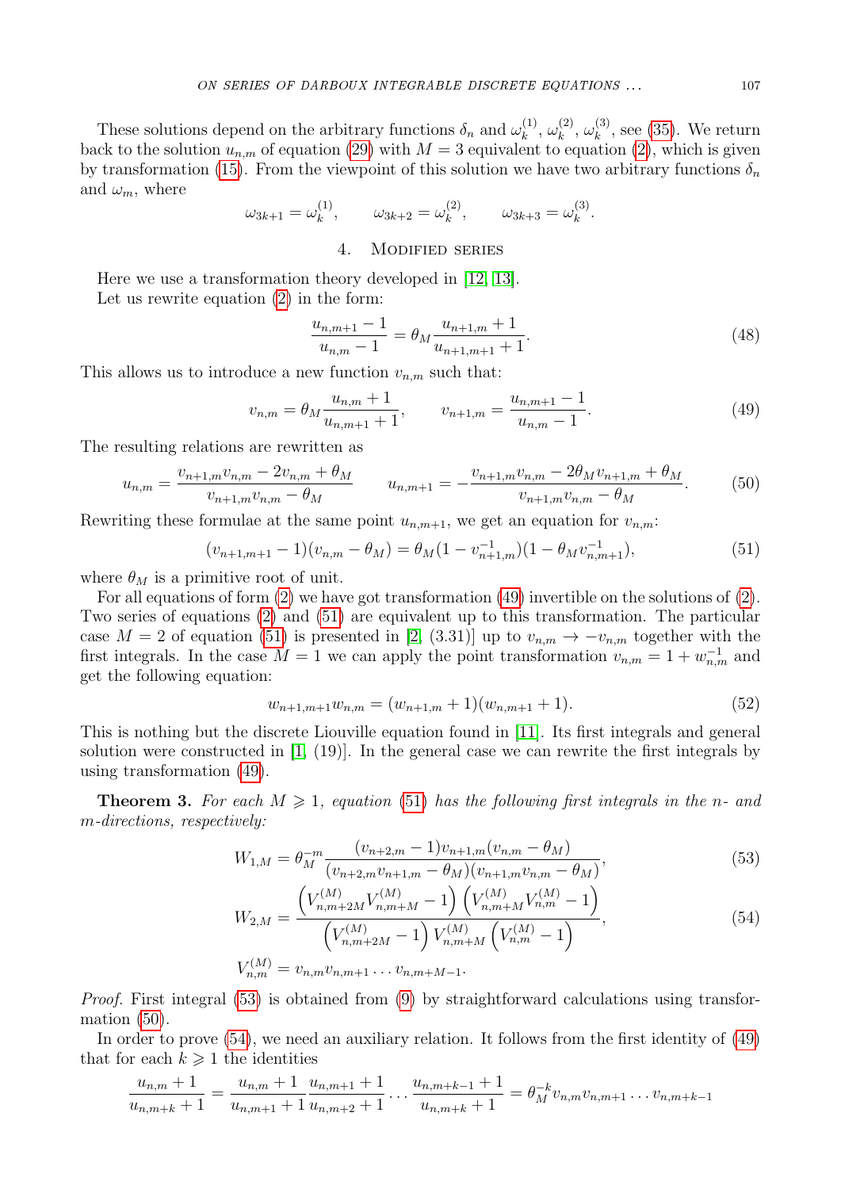These solutions depend on the arbitrary functions $\delta_n$ and $\omega_k^{(1)}$, $\omega_k^{(2)}$, $\omega_k^{(3)}$, see (35). We return back to the solution $u_{n,m}$ of equation (29) with $M = 3$ equivalent to equation (2), which is given by transformation (15). From the viewpoint of this solution we have two arbitrary functions $\delta_n$ and $\omega_m$, where

$$\omega_{3k+1} = \omega_k^{(1)}, \qquad \omega_{3k+2} = \omega_k^{(2)}, \qquad \omega_{3k+3} = \omega_k^{(3)}.$$

## 4. Modified series

Here we use a transformation theory developed in [12, 13].

Let us rewrite equation (2) in the form:

$$\frac{u_{n,m+1} - 1}{u_{n,m} - 1} = \theta_M \frac{u_{n+1,m} + 1}{u_{n+1,m+1} + 1}. \tag{48}$$

This allows us to introduce a new function $v_{n,m}$ such that:

$$v_{n,m} = \theta_M \frac{u_{n,m} + 1}{u_{n,m+1} + 1}, \qquad v_{n+1,m} = \frac{u_{n,m+1} - 1}{u_{n,m} - 1}. \tag{49}$$

The resulting relations are rewritten as

$$u_{n,m} = \frac{v_{n+1,m}v_{n,m} - 2v_{n,m} + \theta_M}{v_{n+1,m}v_{n,m} - \theta_M} \qquad u_{n,m+1} = -\frac{v_{n+1,m}v_{n,m} - 2\theta_M v_{n+1,m} + \theta_M}{v_{n+1,m}v_{n,m} - \theta_M}. \tag{50}$$

Rewriting these formulae at the same point $u_{n,m+1}$, we get an equation for $v_{n,m}$:

$$(v_{n+1,m+1} - 1)(v_{n,m} - \theta_M) = \theta_M (1 - v_{n+1,m}^{-1})(1 - \theta_M v_{n,m+1}^{-1}), \tag{51}$$

where $\theta_M$ is a primitive root of unit.

For all equations of form (2) we have got transformation (49) invertible on the solutions of (2). Two series of equations (2) and (51) are equivalent up to this transformation. The particular case $M = 2$ of equation (51) is presented in [2, (3.31)] up to $v_{n,m} \to -v_{n,m}$ together with the first integrals. In the case $M = 1$ we can apply the point transformation $v_{n,m} = 1 + w_{n,m}^{-1}$ and get the following equation:

$$w_{n+1,m+1}w_{n,m} = (w_{n+1,m} + 1)(w_{n,m+1} + 1). \tag{52}$$

This is nothing but the discrete Liouville equation found in [11]. Its first integrals and general solution were constructed in [1, (19)]. In the general case we can rewrite the first integrals by using transformation (49).

**Theorem 3.** *For each $M \geqslant 1$, equation (51) has the following first integrals in the $n$- and $m$-directions, respectively:*

$$W_{1,M} = \theta_M^{-m} \frac{(v_{n+2,m} - 1)v_{n+1,m}(v_{n,m} - \theta_M)}{(v_{n+2,m}v_{n+1,m} - \theta_M)(v_{n+1,m}v_{n,m} - \theta_M)}, \tag{53}$$

$$W_{2,M} = \frac{\left(V_{n,m+2M}^{(M)} V_{n,m+M}^{(M)} - 1\right)\left(V_{n,m+M}^{(M)} V_{n,m}^{(M)} - 1\right)}{\left(V_{n,m+2M}^{(M)} - 1\right) V_{n,m+M}^{(M)} \left(V_{n,m}^{(M)} - 1\right)}, \tag{54}$$

$$V_{n,m}^{(M)} = v_{n,m}v_{n,m+1}\dots v_{n,m+M-1}.$$

*Proof.* First integral (53) is obtained from (9) by straightforward calculations using transformation (50).

In order to prove (54), we need an auxiliary relation. It follows from the first identity of (49) that for each $k \geqslant 1$ the identities

$$\frac{u_{n,m} + 1}{u_{n,m+k} + 1} = \frac{u_{n,m} + 1}{u_{n,m+1} + 1} \frac{u_{n,m+1} + 1}{u_{n,m+2} + 1} \dots \frac{u_{n,m+k-1} + 1}{u_{n,m+k} + 1} = \theta_M^{-k} v_{n,m}v_{n,m+1}\dots v_{n,m+k-1}$$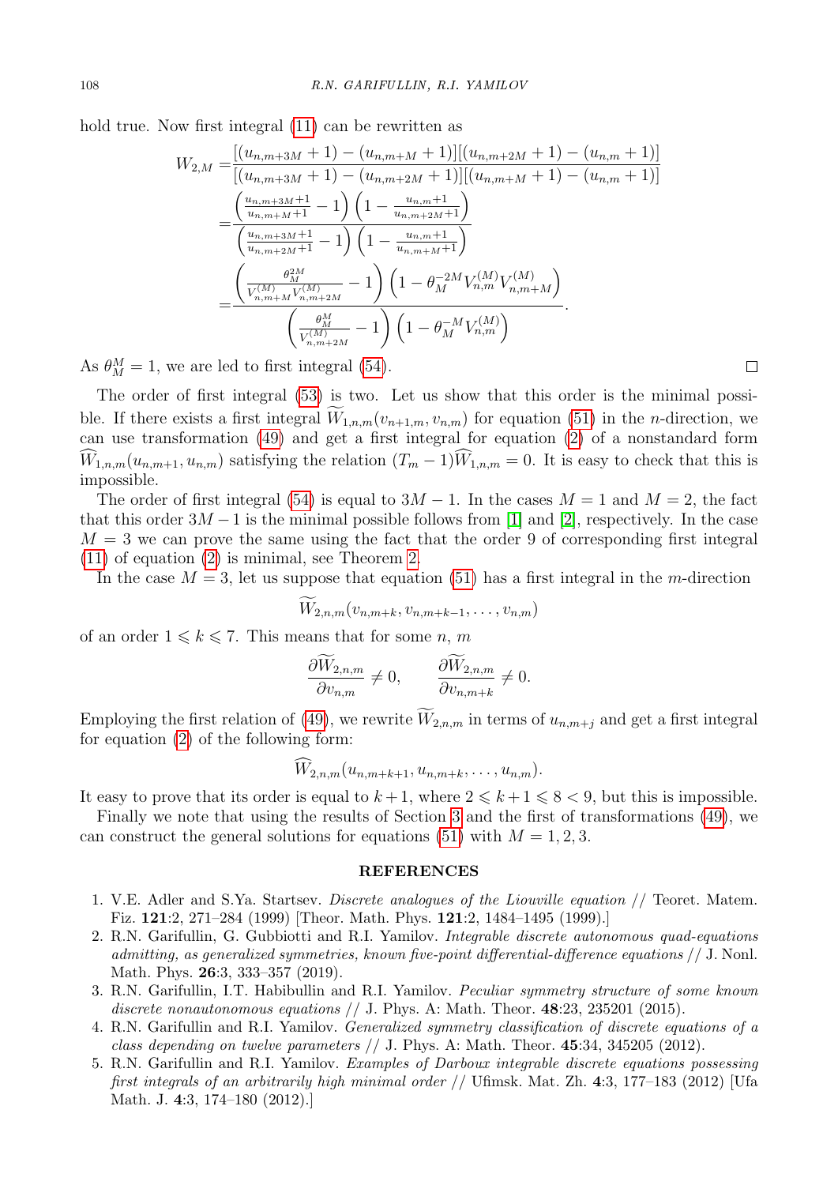hold true. Now first integral (11) can be rewritten as

$$
\begin{aligned}
W_{2,M} =& \frac{[(u_{n,m+3M}+1)-(u_{n,m+M}+1)][(u_{n,m+2M}+1)-(u_{n,m}+1)]}{[(u_{n,m+3M}+1)-(u_{n,m+2M}+1)][(u_{n,m+M}+1)-(u_{n,m}+1)]} \\
=& \frac{\left(\frac{u_{n,m+3M}+1}{u_{n,m+M}+1}-1\right)\left(1-\frac{u_{n,m}+1}{u_{n,m+2M}+1}\right)}{\left(\frac{u_{n,m+3M}+1}{u_{n,m+2M}+1}-1\right)\left(1-\frac{u_{n,m}+1}{u_{n,m+M}+1}\right)} \\
=& \frac{\left(\frac{\theta_M^{2M}}{V_{n,m+M}^{(M)}V_{n,m+2M}^{(M)}}-1\right)\left(1-\theta_M^{-2M}V_{n,m}^{(M)}V_{n,m+M}^{(M)}\right)}{\left(\frac{\theta_M^{M}}{V_{n,m+2M}^{(M)}}-1\right)\left(1-\theta_M^{-M}V_{n,m}^{(M)}\right)}.
\end{aligned}
$$

As $\theta_M^M = 1$, we are led to first integral (54). $\square$

The order of first integral (53) is two. Let us show that this order is the minimal possible. If there exists a first integral $\widetilde{W}_{1,n,m}(v_{n+1,m}, v_{n,m})$ for equation (51) in the $n$-direction, we can use transformation (49) and get a first integral for equation (2) of a nonstandard form $\widehat{W}_{1,n,m}(u_{n,m+1}, u_{n,m})$ satisfying the relation $(T_m - 1)\widehat{W}_{1,n,m} = 0$. It is easy to check that this is impossible.

The order of first integral (54) is equal to $3M-1$. In the cases $M=1$ and $M=2$, the fact that this order $3M-1$ is the minimal possible follows from [1] and [2], respectively. In the case $M=3$ we can prove the same using the fact that the order 9 of corresponding first integral (11) of equation (2) is minimal, see Theorem 2.

In the case $M=3$, let us suppose that equation (51) has a first integral in the $m$-direction

$$\widetilde{W}_{2,n,m}(v_{n,m+k}, v_{n,m+k-1}, \ldots, v_{n,m})$$

of an order $1 \leqslant k \leqslant 7$. This means that for some $n$, $m$

$$\frac{\partial \widetilde{W}_{2,n,m}}{\partial v_{n,m}} \neq 0, \qquad \frac{\partial \widetilde{W}_{2,n,m}}{\partial v_{n,m+k}} \neq 0.$$

Employing the first relation of (49), we rewrite $\widetilde{W}_{2,n,m}$ in terms of $u_{n,m+j}$ and get a first integral for equation (2) of the following form:

$$\widehat{W}_{2,n,m}(u_{n,m+k+1}, u_{n,m+k}, \ldots, u_{n,m}).$$

It easy to prove that its order is equal to $k+1$, where $2 \leqslant k+1 \leqslant 8 < 9$, but this is impossible.

Finally we note that using the results of Section 3 and the first of transformations (49), we can construct the general solutions for equations (51) with $M = 1, 2, 3$.

## REFERENCES

1. V.E. Adler and S.Ya. Startsev. *Discrete analogues of the Liouville equation* // Teoret. Matem. Fiz. **121**:2, 271–284 (1999) [Theor. Math. Phys. **121**:2, 1484–1495 (1999).]
2. R.N. Garifullin, G. Gubbiotti and R.I. Yamilov. *Integrable discrete autonomous quad-equations admitting, as generalized symmetries, known five-point differential-difference equations* // J. Nonl. Math. Phys. **26**:3, 333–357 (2019).
3. R.N. Garifullin, I.T. Habibullin and R.I. Yamilov. *Peculiar symmetry structure of some known discrete nonautonomous equations* // J. Phys. A: Math. Theor. **48**:23, 235201 (2015).
4. R.N. Garifullin and R.I. Yamilov. *Generalized symmetry classification of discrete equations of a class depending on twelve parameters* // J. Phys. A: Math. Theor. **45**:34, 345205 (2012).
5. R.N. Garifullin and R.I. Yamilov. *Examples of Darboux integrable discrete equations possessing first integrals of an arbitrarily high minimal order* // Ufimsk. Mat. Zh. **4**:3, 177–183 (2012) [Ufa Math. J. **4**:3, 174–180 (2012).]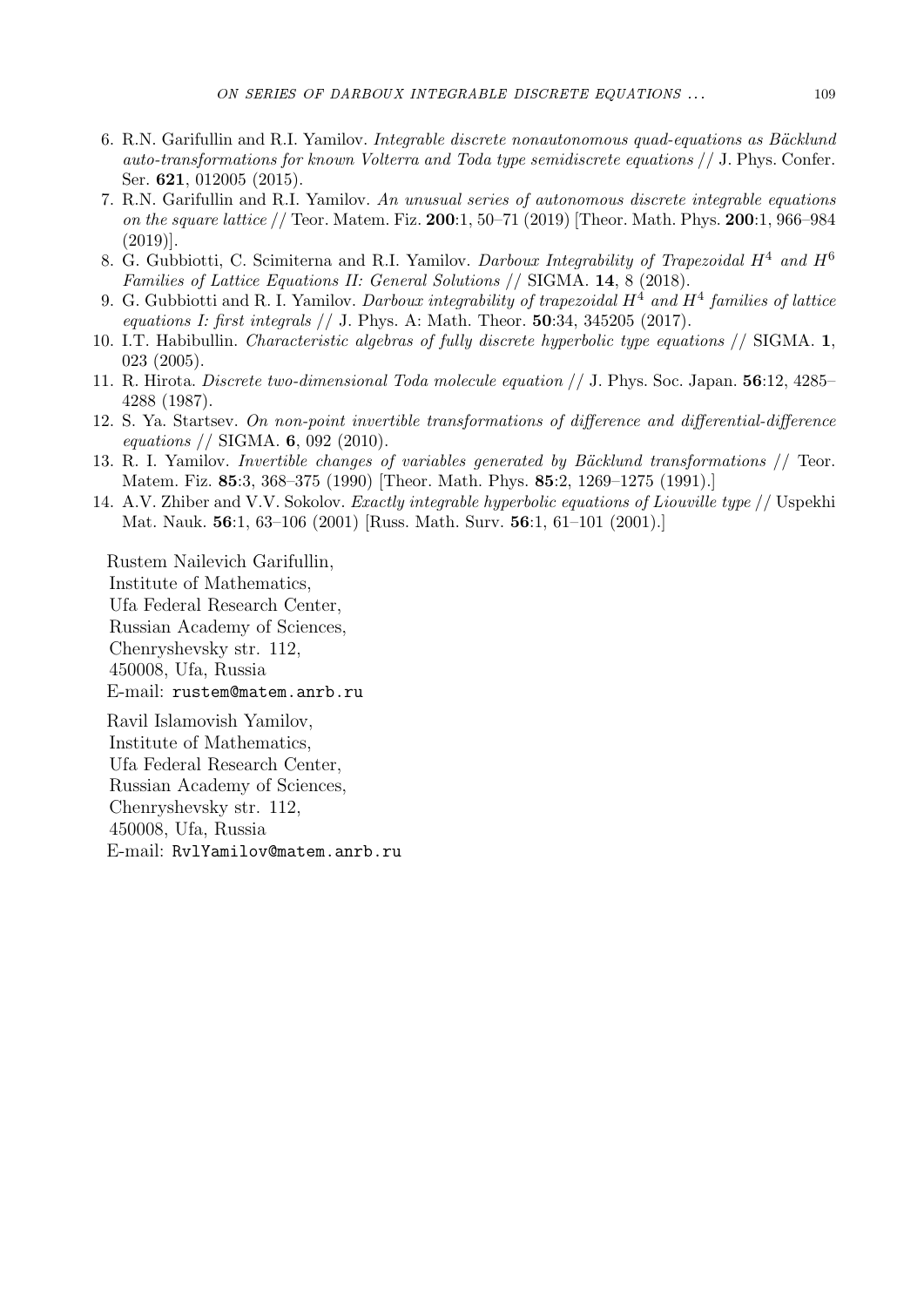6. R.N. Garifullin and R.I. Yamilov. *Integrable discrete nonautonomous quad-equations as Bäcklund auto-transformations for known Volterra and Toda type semidiscrete equations* // J. Phys. Confer. Ser. **621**, 012005 (2015).
7. R.N. Garifullin and R.I. Yamilov. *An unusual series of autonomous discrete integrable equations on the square lattice* // Teor. Matem. Fiz. **200**:1, 50–71 (2019) [Theor. Math. Phys. **200**:1, 966–984 (2019)].
8. G. Gubbiotti, C. Scimiterna and R.I. Yamilov. *Darboux Integrability of Trapezoidal $H^4$ and $H^6$ Families of Lattice Equations II: General Solutions* // SIGMA. **14**, 8 (2018).
9. G. Gubbiotti and R. I. Yamilov. *Darboux integrability of trapezoidal $H^4$ and $H^4$ families of lattice equations I: first integrals* // J. Phys. A: Math. Theor. **50**:34, 345205 (2017).
10. I.T. Habibullin. *Characteristic algebras of fully discrete hyperbolic type equations* // SIGMA. **1**, 023 (2005).
11. R. Hirota. *Discrete two-dimensional Toda molecule equation* // J. Phys. Soc. Japan. **56**:12, 4285–4288 (1987).
12. S. Ya. Startsev. *On non-point invertible transformations of difference and differential-difference equations* // SIGMA. **6**, 092 (2010).
13. R. I. Yamilov. *Invertible changes of variables generated by Bäcklund transformations* // Teor. Matem. Fiz. **85**:3, 368–375 (1990) [Theor. Math. Phys. **85**:2, 1269–1275 (1991).]
14. A.V. Zhiber and V.V. Sokolov. *Exactly integrable hyperbolic equations of Liouville type* // Uspekhi Mat. Nauk. **56**:1, 63–106 (2001) [Russ. Math. Surv. **56**:1, 61–101 (2001).]

Rustem Nailevich Garifullin,
Institute of Mathematics,
Ufa Federal Research Center,
Russian Academy of Sciences,
Chenryshevsky str. 112,
450008, Ufa, Russia
E-mail: rustem@matem.anrb.ru

Ravil Islamovish Yamilov,
Institute of Mathematics,
Ufa Federal Research Center,
Russian Academy of Sciences,
Chenryshevsky str. 112,
450008, Ufa, Russia
E-mail: RvlYamilov@matem.anrb.ru